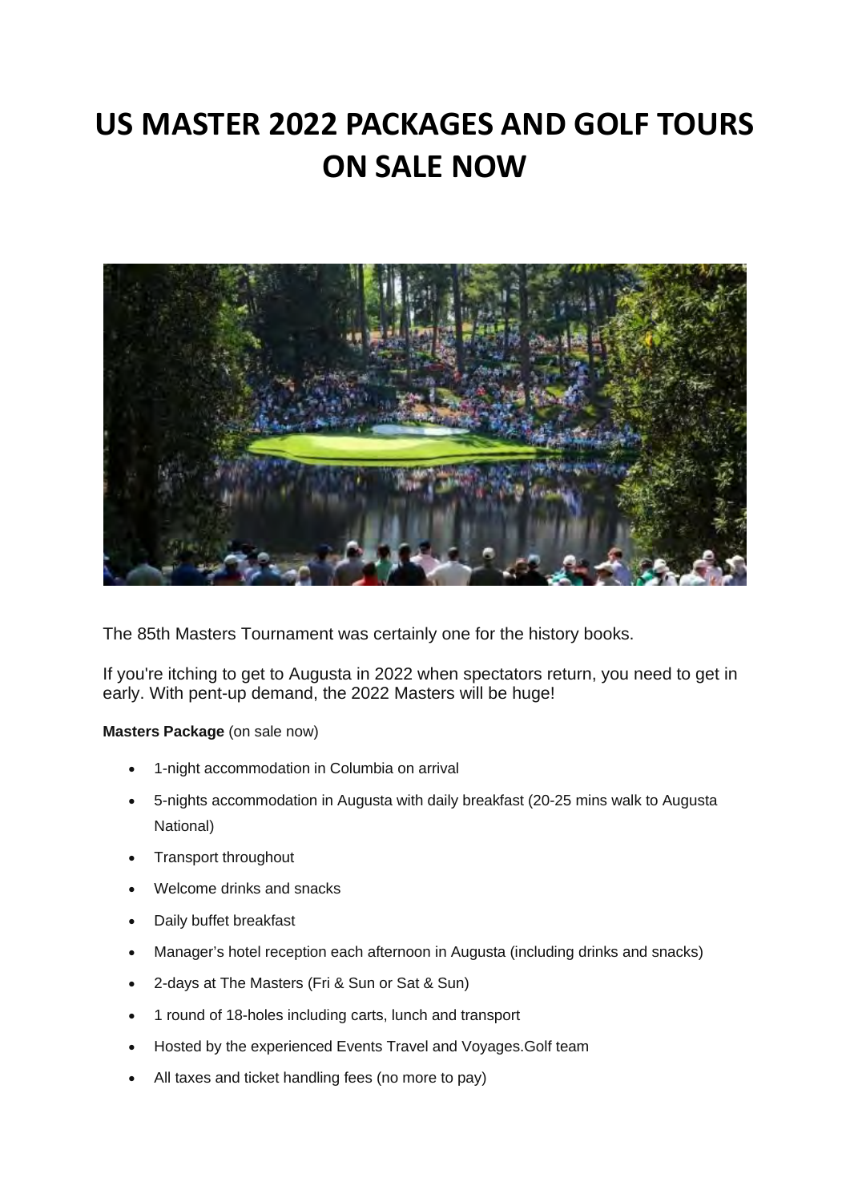# US MASTER 2022 PACKAGES AND GOLF TOURS ON SALE NOW

The 85th Masters Tournament was certainly one for the history books.

If you're itching to get to Augusta in 2022 when spectators return, you need to get in early. With pent-up demand, the 2022 Masters will be huge!

**Masters Package** (on sale now)

- 1-night accommodation in Columbia on arrival
- 5-nights accommodation in Augusta with daily breakfast (20-25 mins walk to Augusta National)
- Transport throughout
- Welcome drinks and snacks
- Daily buffet breakfast
- Manager's hotel reception each afternoon in Augusta (including drinks and snacks)
- 2-days at The Masters (Fri & Sun or Sat & Sun)
- 1 round of 18-holes including carts, lunch and transport
- Hosted by the experienced Events Travel and Voyages.Golf team
- All taxes and ticket handling fees (no more to pay)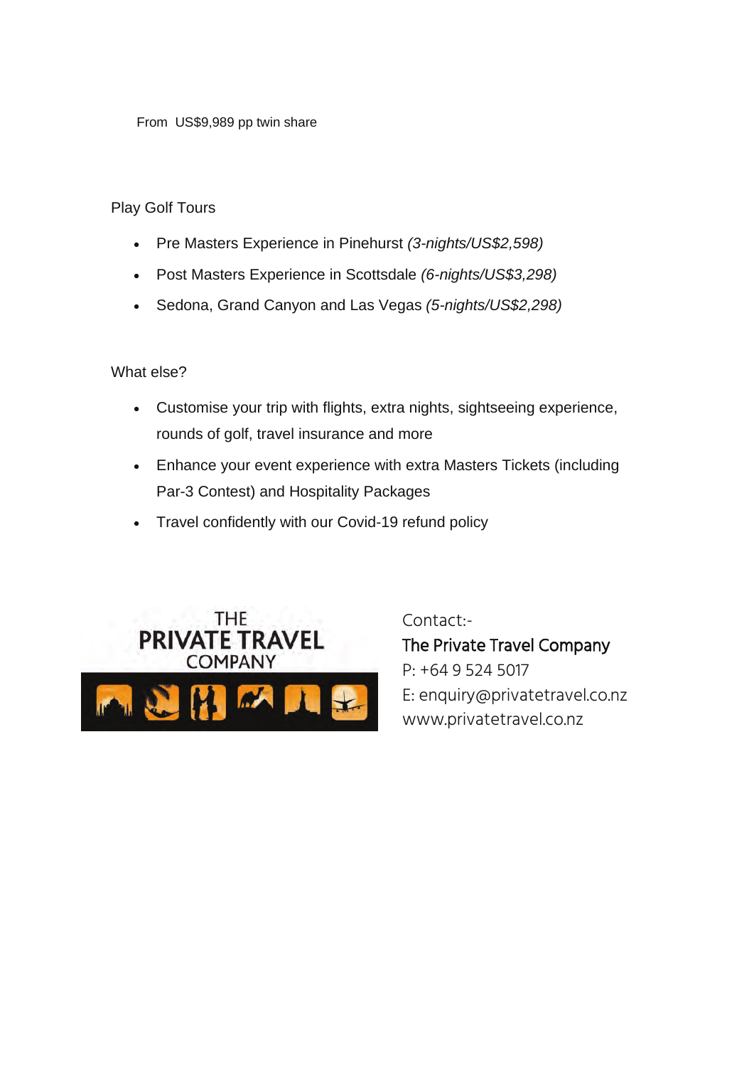From US$9,989 pp twin share

Play Golf Tours

- Pre Masters Experience in Pinehurst *(3-nights/US$2,598)*
- Post Masters Experience in Scottsdale *(6-nights/US$3,298)*
- Sedona, Grand Canyon and Las Vegas *(5-nights/US$2,298)*

What else?

- Customise your trip with flights, extra nights, sightseeing experience, rounds of golf, travel insurance and more
- Enhance your event experience with extra Masters Tickets (including Par-3 Contest) and Hospitality Packages
- Travel confidently with our Covid-19 refund policy

THE PRIVATE TRAVEL COMPANY

Contact:-
The Private Travel Company
P: +64 9 524 5017
E: enquiry@privatetravel.co.nz
www.privatetravel.co.nz